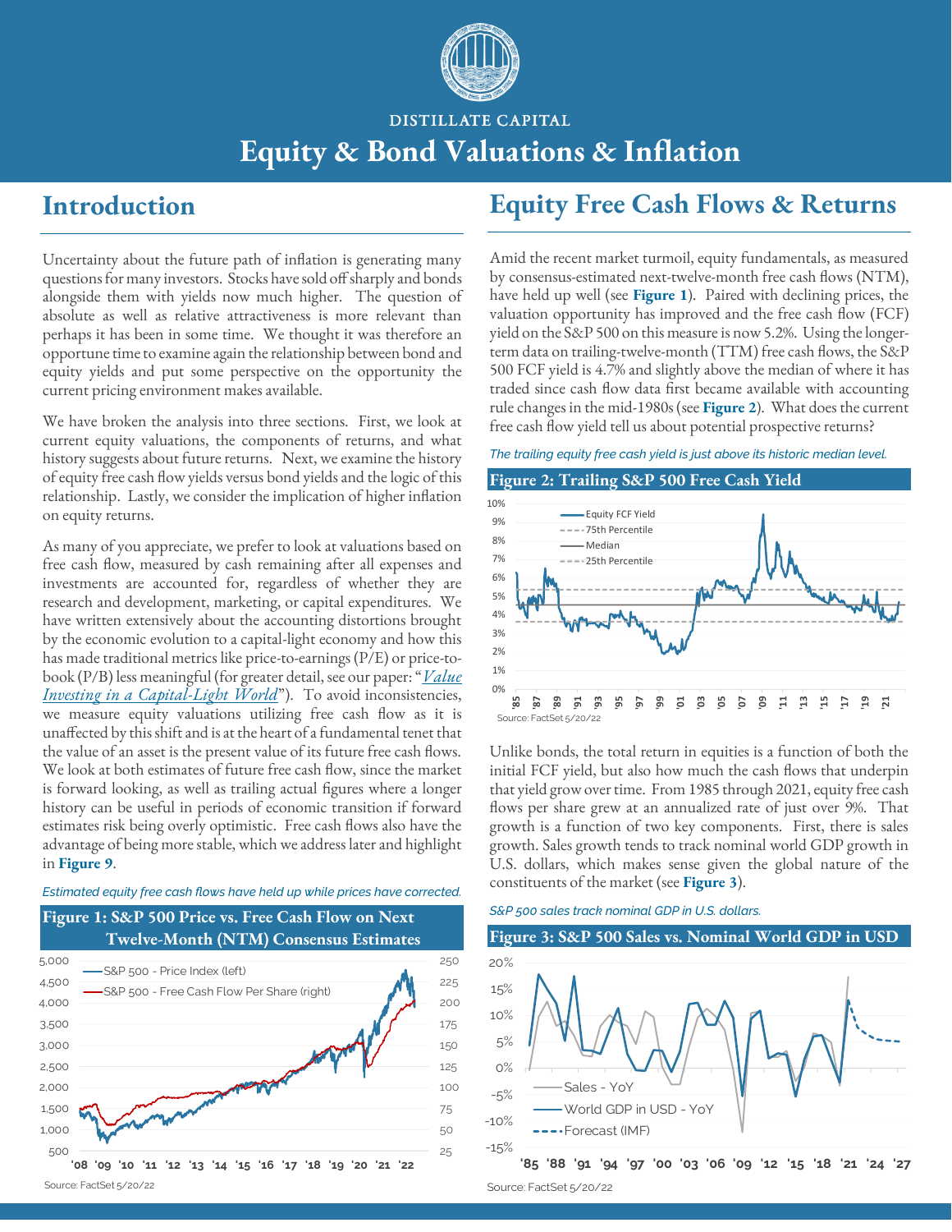DISTILLATE CAPITAL

# Equity & Bond Valuations & Inflation

## Introduction

Uncertainty about the future path of inflation is generating many questions for many investors. Stocks have sold off sharply and bonds alongside them with yields now much higher. The question of absolute as well as relative attractiveness is more relevant than perhaps it has been in some time. We thought it was therefore an opportune time to examine again the relationship between bond and equity yields and put some perspective on the opportunity the current pricing environment makes available.

We have broken the analysis into three sections. First, we look at current equity valuations, the components of returns, and what history suggests about future returns. Next, we examine the history of equity free cash flow yields versus bond yields and the logic of this relationship. Lastly, we consider the implication of higher inflation on equity returns.

As many of you appreciate, we prefer to look at valuations based on free cash flow, measured by cash remaining after all expenses and investments are accounted for, regardless of whether they are research and development, marketing, or capital expenditures. We have written extensively about the accounting distortions brought by the economic evolution to a capital-light economy and how this has made traditional metrics like price-to-earnings (P/E) or price-to-book (P/B) less meaningful (for greater detail, see our paper: "*Value Investing in a Capital-Light World*"). To avoid inconsistencies, we measure equity valuations utilizing free cash flow as it is unaffected by this shift and is at the heart of a fundamental tenet that the value of an asset is the present value of its future free cash flows. We look at both estimates of future free cash flow, since the market is forward looking, as well as trailing actual figures where a longer history can be useful in periods of economic transition if forward estimates risk being overly optimistic. Free cash flows also have the advantage of being more stable, which we address later and highlight in **Figure 9**.

*Estimated equity free cash flows have held up while prices have corrected.*

**Figure 1: S&P 500 Price vs. Free Cash Flow on Next Twelve-Month (NTM) Consensus Estimates**

Source: FactSet 5/20/22

## Equity Free Cash Flows & Returns

Amid the recent market turmoil, equity fundamentals, as measured by consensus-estimated next-twelve-month free cash flows (NTM), have held up well (see **Figure 1**). Paired with declining prices, the valuation opportunity has improved and the free cash flow (FCF) yield on the S&P 500 on this measure is now 5.2%. Using the longer-term data on trailing-twelve-month (TTM) free cash flows, the S&P 500 FCF yield is 4.7% and slightly above the median of where it has traded since cash flow data first became available with accounting rule changes in the mid-1980s (see **Figure 2**). What does the current free cash flow yield tell us about potential prospective returns?

*The trailing equity free cash yield is just above its historic median level.*

**Figure 2: Trailing S&P 500 Free Cash Yield**

Source: FactSet 5/20/22

Unlike bonds, the total return in equities is a function of both the initial FCF yield, but also how much the cash flows that underpin that yield grow over time. From 1985 through 2021, equity free cash flows per share grew at an annualized rate of just over 9%. That growth is a function of two key components. First, there is sales growth. Sales growth tends to track nominal world GDP growth in U.S. dollars, which makes sense given the global nature of the constituents of the market (see **Figure 3**).

*S&P 500 sales track nominal GDP in U.S. dollars.*

**Figure 3: S&P 500 Sales vs. Nominal World GDP in USD**

Source: FactSet 5/20/22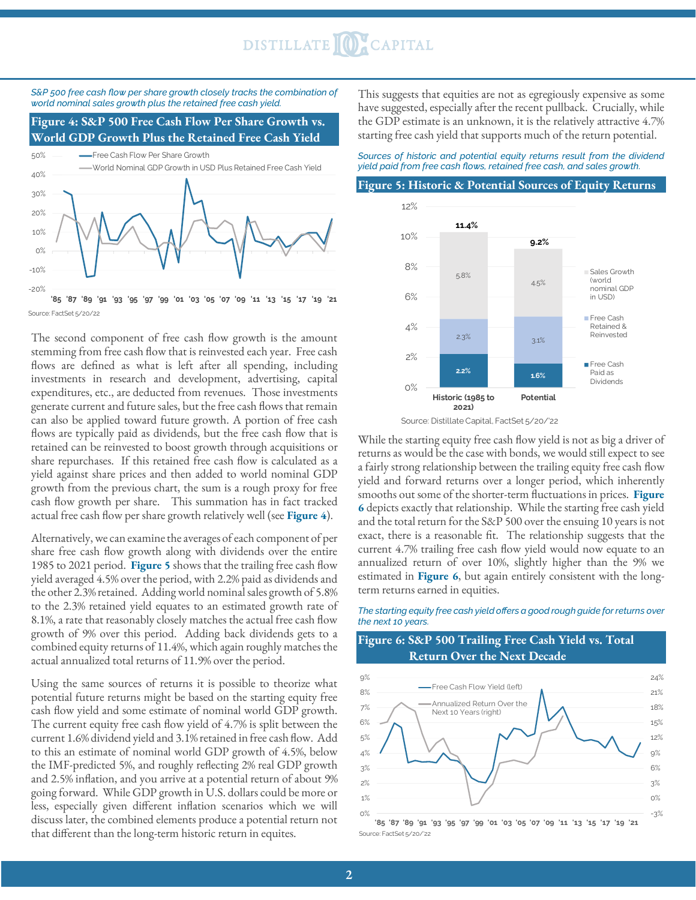*S&P 500 free cash flow per share growth closely tracks the combination of world nominal sales growth plus the retained free cash yield.*

**Figure 4: S&P 500 Free Cash Flow Per Share Growth vs. World GDP Growth Plus the Retained Free Cash Yield**

Source: FactSet 5/20/22

The second component of free cash flow growth is the amount stemming from free cash flow that is reinvested each year. Free cash flows are defined as what is left after all spending, including investments in research and development, advertising, capital expenditures, etc., are deducted from revenues. Those investments generate current and future sales, but the free cash flows that remain can also be applied toward future growth. A portion of free cash flows are typically paid as dividends, but the free cash flow that is retained can be reinvested to boost growth through acquisitions or share repurchases. If this retained free cash flow is calculated as a yield against share prices and then added to world nominal GDP growth from the previous chart, the sum is a rough proxy for free cash flow growth per share. This summation has in fact tracked actual free cash flow per share growth relatively well (see **Figure 4**).

Alternatively, we can examine the averages of each component of per share free cash flow growth along with dividends over the entire 1985 to 2021 period. **Figure 5** shows that the trailing free cash flow yield averaged 4.5% over the period, with 2.2% paid as dividends and the other 2.3% retained. Adding world nominal sales growth of 5.8% to the 2.3% retained yield equates to an estimated growth rate of 8.1%, a rate that reasonably closely matches the actual free cash flow growth of 9% over this period. Adding back dividends gets to a combined equity returns of 11.4%, which again roughly matches the actual annualized total returns of 11.9% over the period.

Using the same sources of returns it is possible to theorize what potential future returns might be based on the starting equity free cash flow yield and some estimate of nominal world GDP growth. The current equity free cash flow yield of 4.7% is split between the current 1.6% dividend yield and 3.1% retained in free cash flow. Add to this an estimate of nominal world GDP growth of 4.5%, below the IMF-predicted 5%, and roughly reflecting 2% real GDP growth and 2.5% inflation, and you arrive at a potential return of about 9% going forward. While GDP growth in U.S. dollars could be more or less, especially given different inflation scenarios which we will discuss later, the combined elements produce a potential return not that different than the long-term historic return in equites.

This suggests that equities are not as egregiously expensive as some have suggested, especially after the recent pullback. Crucially, while the GDP estimate is an unknown, it is the relatively attractive 4.7% starting free cash yield that supports much of the return potential.

*Sources of historic and potential equity returns result from the dividend yield paid from free cash flows, retained free cash, and sales growth.*

**Figure 5: Historic & Potential Sources of Equity Returns**

| | Historic (1985 to 2021) | Potential |
|---|---|---|
| Sales Growth (world nominal GDP in USD) | 5.8% | 4.5% |
| Free Cash Retained & Reinvested | 2.3% | 3.1% |
| Free Cash Paid as Dividends | 2.2% | 1.6% |
| Total | 11.4% | 9.2% |

Source: Distillate Capital, FactSet 5/20/'22

While the starting equity free cash flow yield is not as big a driver of returns as would be the case with bonds, we would still expect to see a fairly strong relationship between the trailing equity free cash flow yield and forward returns over a longer period, which inherently smooths out some of the shorter-term fluctuations in prices. **Figure 6** depicts exactly that relationship. While the starting free cash yield and the total return for the S&P 500 over the ensuing 10 years is not exact, there is a reasonable fit. The relationship suggests that the current 4.7% trailing free cash flow yield would now equate to an annualized return of over 10%, slightly higher than the 9% we estimated in **Figure 6**, but again entirely consistent with the long-term returns earned in equities.

*The starting equity free cash yield offers a good rough guide for returns over the next 10 years.*

**Figure 6: S&P 500 Trailing Free Cash Yield vs. Total Return Over the Next Decade**

Source: FactSet 5/20/'22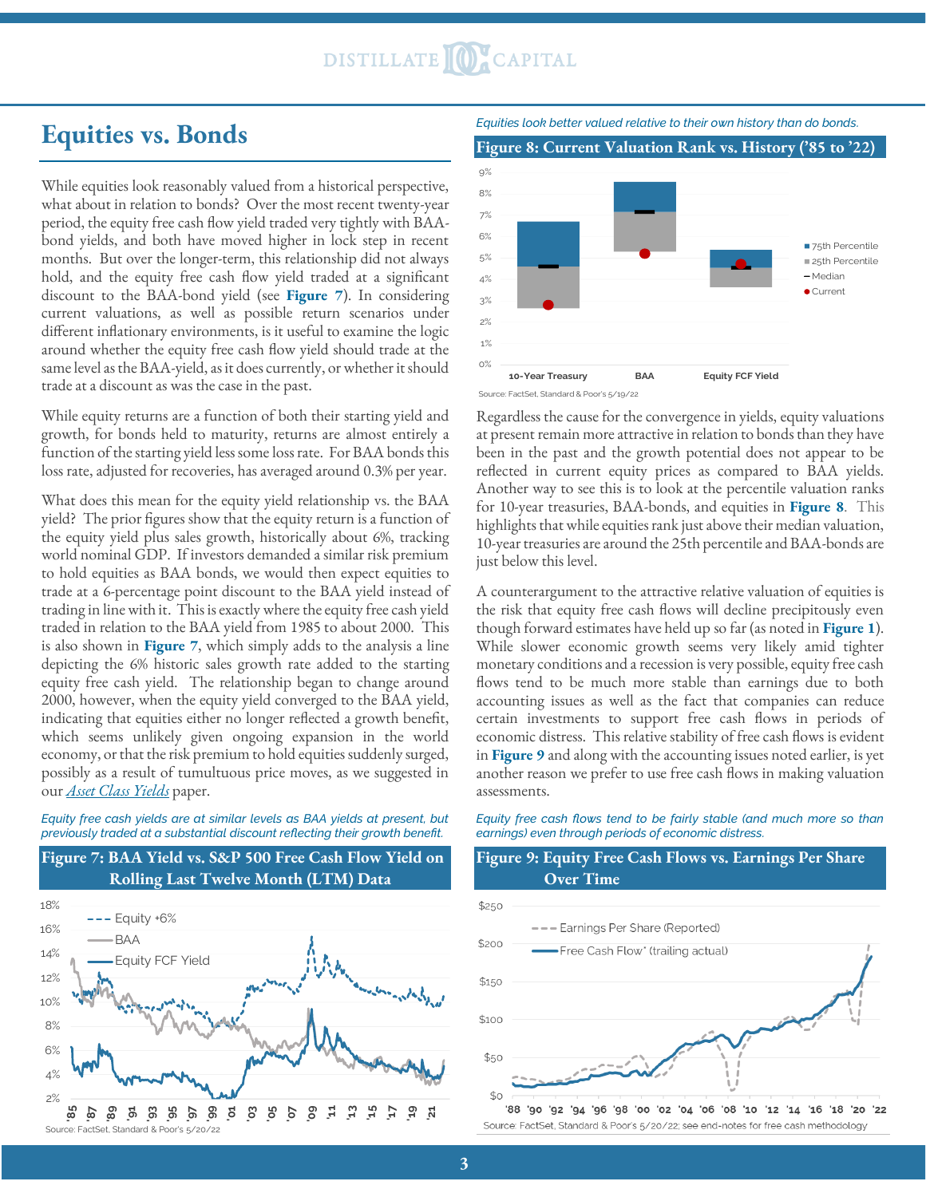# Equities vs. Bonds

While equities look reasonably valued from a historical perspective, what about in relation to bonds? Over the most recent twenty-year period, the equity free cash flow yield traded very tightly with BAA-bond yields, and both have moved higher in lock step in recent months. But over the longer-term, this relationship did not always hold, and the equity free cash flow yield traded at a significant discount to the BAA-bond yield (see **Figure 7**). In considering current valuations, as well as possible return scenarios under different inflationary environments, is it useful to examine the logic around whether the equity free cash flow yield should trade at the same level as the BAA-yield, as it does currently, or whether it should trade at a discount as was the case in the past.

While equity returns are a function of both their starting yield and growth, for bonds held to maturity, returns are almost entirely a function of the starting yield less some loss rate. For BAA bonds this loss rate, adjusted for recoveries, has averaged around 0.3% per year.

What does this mean for the equity yield relationship vs. the BAA yield? The prior figures show that the equity return is a function of the equity yield plus sales growth, historically about 6%, tracking world nominal GDP. If investors demanded a similar risk premium to hold equities as BAA bonds, we would then expect equities to trade at a 6-percentage point discount to the BAA yield instead of trading in line with it. This is exactly where the equity free cash yield traded in relation to the BAA yield from 1985 to about 2000. This is also shown in **Figure 7**, which simply adds to the analysis a line depicting the 6% historic sales growth rate added to the starting equity free cash yield. The relationship began to change around 2000, however, when the equity yield converged to the BAA yield, indicating that equities either no longer reflected a growth benefit, which seems unlikely given ongoing expansion in the world economy, or that the risk premium to hold equities suddenly surged, possibly as a result of tumultuous price moves, as we suggested in our *Asset Class Yields* paper.

*Equity free cash yields are at similar levels as BAA yields at present, but previously traded at a substantial discount reflecting their growth benefit.*

**Figure 7: BAA Yield vs. S&P 500 Free Cash Flow Yield on Rolling Last Twelve Month (LTM) Data**

Source: FactSet, Standard & Poor's 5/20/22

*Equities look better valued relative to their own history than do bonds.*

**Figure 8: Current Valuation Rank vs. History ('85 to '22)**

Source: FactSet, Standard & Poor's 5/19/22

Regardless the cause for the convergence in yields, equity valuations at present remain more attractive in relation to bonds than they have been in the past and the growth potential does not appear to be reflected in current equity prices as compared to BAA yields. Another way to see this is to look at the percentile valuation ranks for 10-year treasuries, BAA-bonds, and equities in **Figure 8**. This highlights that while equities rank just above their median valuation, 10-year treasuries are around the 25th percentile and BAA-bonds are just below this level.

A counterargument to the attractive relative valuation of equities is the risk that equity free cash flows will decline precipitously even though forward estimates have held up so far (as noted in **Figure 1**). While slower economic growth seems very likely amid tighter monetary conditions and a recession is very possible, equity free cash flows tend to be much more stable than earnings due to both accounting issues as well as the fact that companies can reduce certain investments to support free cash flows in periods of economic distress. This relative stability of free cash flows is evident in **Figure 9** and along with the accounting issues noted earlier, is yet another reason we prefer to use free cash flows in making valuation assessments.

*Equity free cash flows tend to be fairly stable (and much more so than earnings) even through periods of economic distress.*

**Figure 9: Equity Free Cash Flows vs. Earnings Per Share Over Time**

Source: FactSet, Standard & Poor's 5/20/22; see end-notes for free cash methodology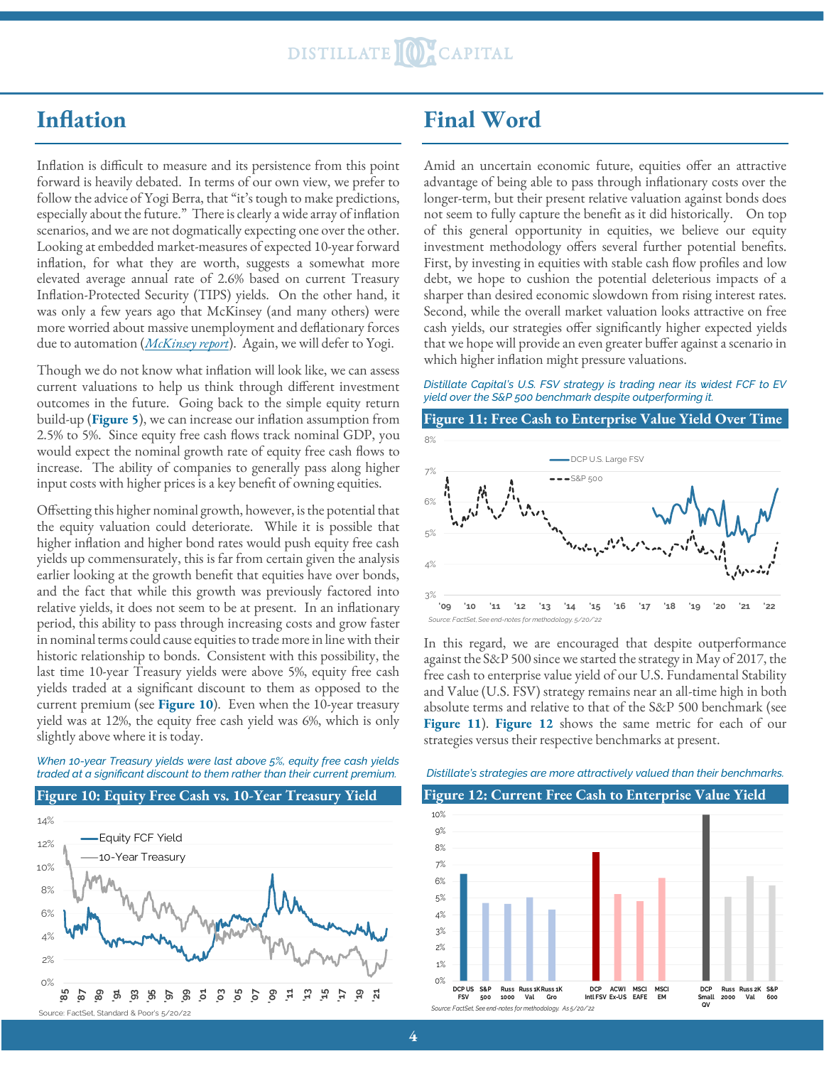## Inflation

Inflation is difficult to measure and its persistence from this point forward is heavily debated. In terms of our own view, we prefer to follow the advice of Yogi Berra, that "it's tough to make predictions, especially about the future." There is clearly a wide array of inflation scenarios, and we are not dogmatically expecting one over the other. Looking at embedded market-measures of expected 10-year forward inflation, for what they are worth, suggests a somewhat more elevated average annual rate of 2.6% based on current Treasury Inflation-Protected Security (TIPS) yields. On the other hand, it was only a few years ago that McKinsey (and many others) were more worried about massive unemployment and deflationary forces due to automation (*McKinsey report*). Again, we will defer to Yogi.

Though we do not know what inflation will look like, we can assess current valuations to help us think through different investment outcomes in the future. Going back to the simple equity return build-up (**Figure 5**), we can increase our inflation assumption from 2.5% to 5%. Since equity free cash flows track nominal GDP, you would expect the nominal growth rate of equity free cash flows to increase. The ability of companies to generally pass along higher input costs with higher prices is a key benefit of owning equities.

Offsetting this higher nominal growth, however, is the potential that the equity valuation could deteriorate. While it is possible that higher inflation and higher bond rates would push equity free cash yields up commensurately, this is far from certain given the analysis earlier looking at the growth benefit that equities have over bonds, and the fact that while this growth was previously factored into relative yields, it does not seem to be at present. In an inflationary period, this ability to pass through increasing costs and grow faster in nominal terms could cause equities to trade more in line with their historic relationship to bonds. Consistent with this possibility, the last time 10-year Treasury yields were above 5%, equity free cash yields traded at a significant discount to them as opposed to the current premium (see **Figure 10**). Even when the 10-year treasury yield was at 12%, the equity free cash yield was 6%, which is only slightly above where it is today.

*When 10-year Treasury yields were last above 5%, equity free cash yields traded at a significant discount to them rather than their current premium.*

**Figure 10: Equity Free Cash vs. 10-Year Treasury Yield**

Source: FactSet, Standard & Poor's 5/20/22

## Final Word

Amid an uncertain economic future, equities offer an attractive advantage of being able to pass through inflationary costs over the longer-term, but their present relative valuation against bonds does not seem to fully capture the benefit as it did historically. On top of this general opportunity in equities, we believe our equity investment methodology offers several further potential benefits. First, by investing in equities with stable cash flow profiles and low debt, we hope to cushion the potential deleterious impacts of a sharper than desired economic slowdown from rising interest rates. Second, while the overall market valuation looks attractive on free cash yields, our strategies offer significantly higher expected yields that we hope will provide an even greater buffer against a scenario in which higher inflation might pressure valuations.

*Distillate Capital's U.S. FSV strategy is trading near its widest FCF to EV yield over the S&P 500 benchmark despite outperforming it.*

**Figure 11: Free Cash to Enterprise Value Yield Over Time**

Source: FactSet, See end-notes for methodology. 5/20/22

In this regard, we are encouraged that despite outperformance against the S&P 500 since we started the strategy in May of 2017, the free cash to enterprise value yield of our U.S. Fundamental Stability and Value (U.S. FSV) strategy remains near an all-time high in both absolute terms and relative to that of the S&P 500 benchmark (see **Figure 11**). **Figure 12** shows the same metric for each of our strategies versus their respective benchmarks at present.

*Distillate's strategies are more attractively valued than their benchmarks.*

**Figure 12: Current Free Cash to Enterprise Value Yield**

Source: FactSet, See end-notes for methodology. As 5/20/22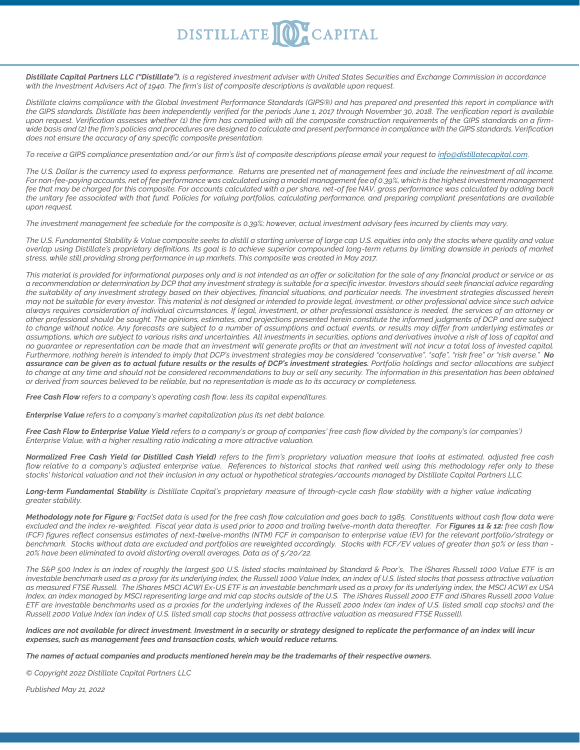*Distillate Capital Partners LLC ("Distillate")*, *is a registered investment adviser with United States Securities and Exchange Commission in accordance with the Investment Advisers Act of 1940. The firm's list of composite descriptions is available upon request.*

*Distillate claims compliance with the Global Investment Performance Standards (GIPS®) and has prepared and presented this report in compliance with the GIPS standards. Distillate has been independently verified for the periods June 1, 2017 through November 30, 2018. The verification report is available upon request. Verification assesses whether (1) the firm has complied with all the composite construction requirements of the GIPS standards on a firm-wide basis and (2) the firm's policies and procedures are designed to calculate and present performance in compliance with the GIPS standards. Verification does not ensure the accuracy of any specific composite presentation.*

*To receive a GIPS compliance presentation and/or our firm's list of composite descriptions please email your request to info@distillatecapital.com.*

*The U.S. Dollar is the currency used to express performance. Returns are presented net of management fees and include the reinvestment of all income. For non-fee-paying accounts, net of fee performance was calculated using a model management fee of 0.39%, which is the highest investment management fee that may be charged for this composite. For accounts calculated with a per share, net-of fee NAV, gross performance was calculated by adding back the unitary fee associated with that fund. Policies for valuing portfolios, calculating performance, and preparing compliant presentations are available upon request.*

*The investment management fee schedule for the composite is 0.39%; however, actual investment advisory fees incurred by clients may vary.*

*The U.S. Fundamental Stability & Value composite seeks to distill a starting universe of large cap U.S. equities into only the stocks where quality and value overlap using Distillate's proprietary definitions. Its goal is to achieve superior compounded long-term returns by limiting downside in periods of market stress, while still providing strong performance in up markets. This composite was created in May 2017.*

*This material is provided for informational purposes only and is not intended as an offer or solicitation for the sale of any financial product or service or as a recommendation or determination by DCP that any investment strategy is suitable for a specific investor. Investors should seek financial advice regarding the suitability of any investment strategy based on their objectives, financial situations, and particular needs. The investment strategies discussed herein may not be suitable for every investor. This material is not designed or intended to provide legal, investment, or other professional advice since such advice always requires consideration of individual circumstances. If legal, investment, or other professional assistance is needed, the services of an attorney or other professional should be sought. The opinions, estimates, and projections presented herein constitute the informed judgments of DCP and are subject to change without notice. Any forecasts are subject to a number of assumptions and actual events, or results may differ from underlying estimates or assumptions, which are subject to various risks and uncertainties. All investments in securities, options and derivatives involve a risk of loss of capital and no guarantee or representation can be made that an investment will generate profits or that an investment will not incur a total loss of invested capital. Furthermore, nothing herein is intended to imply that DCP's investment strategies may be considered "conservative", "safe", "risk free" or "risk averse."* ***No assurance can be given as to actual future results or the results of DCP's investment strategies.*** *Portfolio holdings and sector allocations are subject to change at any time and should not be considered recommendations to buy or sell any security. The information in this presentation has been obtained or derived from sources believed to be reliable, but no representation is made as to its accuracy or completeness.*

***Free Cash Flow*** *refers to a company's operating cash flow, less its capital expenditures.*

***Enterprise Value*** *refers to a company's market capitalization plus its net debt balance.*

***Free Cash Flow to Enterprise Value Yield*** *refers to a company's or group of companies' free cash flow divided by the company's (or companies') Enterprise Value, with a higher resulting ratio indicating a more attractive valuation.*

***Normalized Free Cash Yield (or Distilled Cash Yield)*** *refers to the firm's proprietary valuation measure that looks at estimated, adjusted free cash flow relative to a company's adjusted enterprise value. References to historical stocks that ranked well using this methodology refer only to these stocks' historical valuation and not their inclusion in any actual or hypothetical strategies/accounts managed by Distillate Capital Partners LLC.*

***Long-term Fundamental Stability*** *is Distillate Capital's proprietary measure of through-cycle cash flow stability with a higher value indicating greater stability.*

***Methodology note for Figure 9:*** *FactSet data is used for the free cash flow calculation and goes back to 1985. Constituents without cash flow data were excluded and the index re-weighted. Fiscal year data is used prior to 2000 and trailing twelve-month data thereafter. For* ***Figures 11 & 12:*** *free cash flow (FCF) figures reflect consensus estimates of next-twelve-months (NTM) FCF in comparison to enterprise value (EV) for the relevant portfolio/strategy or benchmark. Stocks without data are excluded and portfolios are reweighted accordingly. Stocks with FCF/EV values of greater than 50% or less than -20% have been eliminated to avoid distorting overall averages. Data as of 5/20/22.*

*The S&P 500 Index is an index of roughly the largest 500 U.S. listed stocks maintained by Standard & Poor's. The iShares Russell 1000 Value ETF is an investable benchmark used as a proxy for its underlying index, the Russell 1000 Value Index, an index of U.S. listed stocks that possess attractive valuation as measured FTSE Russell. The iShares MSCI ACWI Ex-US ETF is an investable benchmark used as a proxy for its underlying index, the MSCI ACWI ex USA Index, an index managed by MSCI representing large and mid cap stocks outside of the U.S. The iShares Russell 2000 ETF and iShares Russell 2000 Value ETF are investable benchmarks used as a proxies for the underlying indexes of the Russell 2000 Index (an index of U.S. listed small cap stocks) and the Russell 2000 Value Index (an index of U.S. listed small cap stocks that possess attractive valuation as measured FTSE Russell).*

***Indices are not available for direct investment. Investment in a security or strategy designed to replicate the performance of an index will incur expenses, such as management fees and transaction costs, which would reduce returns.***

***The names of actual companies and products mentioned herein may be the trademarks of their respective owners.***

*© Copyright 2022 Distillate Capital Partners LLC*

*Published May 21, 2022*